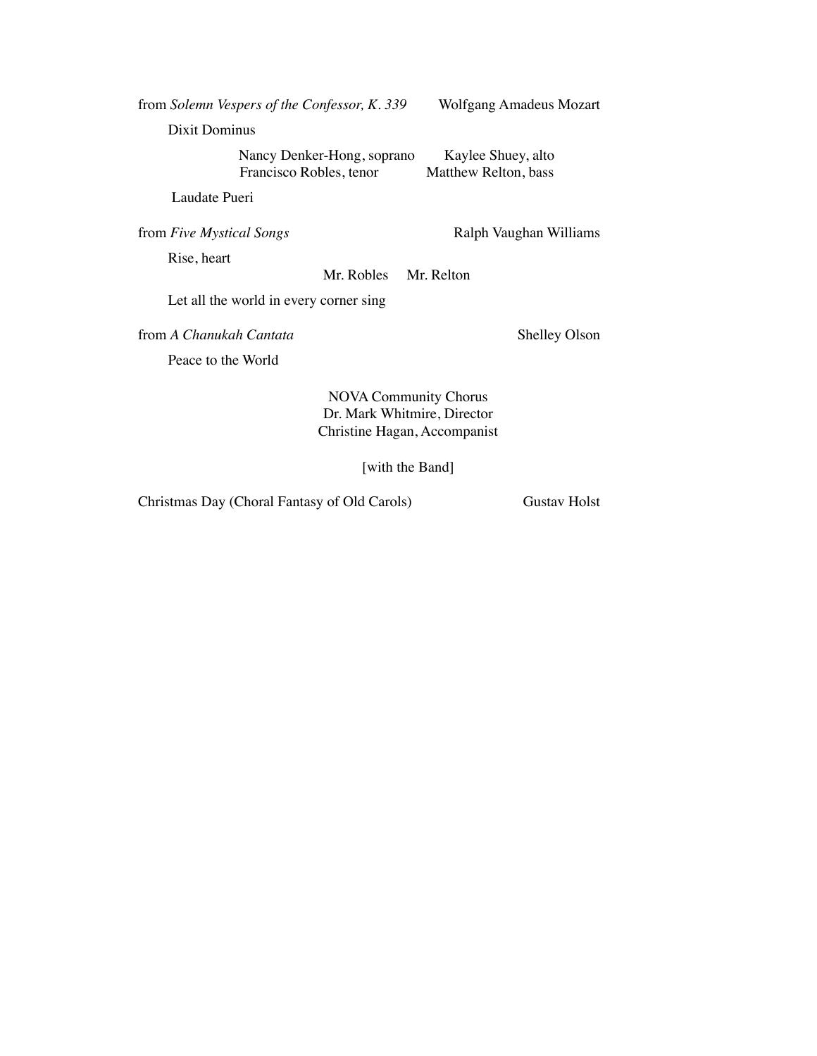from *Solemn Vespers of the Confessor, K. 339* Wolfgang Amadeus Mozart

Dixit Dominus

Nancy Denker-Hong, soprano Kaylee Shuey, alto
Francisco Robles, tenor Matthew Relton, bass

Laudate Pueri

from *Five Mystical Songs* Ralph Vaughan Williams

Rise, heart

Mr. Robles Mr. Relton

Let all the world in every corner sing

from *A Chanukah Cantata* Shelley Olson

Peace to the World

NOVA Community Chorus
Dr. Mark Whitmire, Director
Christine Hagan, Accompanist

[with the Band]

Christmas Day (Choral Fantasy of Old Carols) Gustav Holst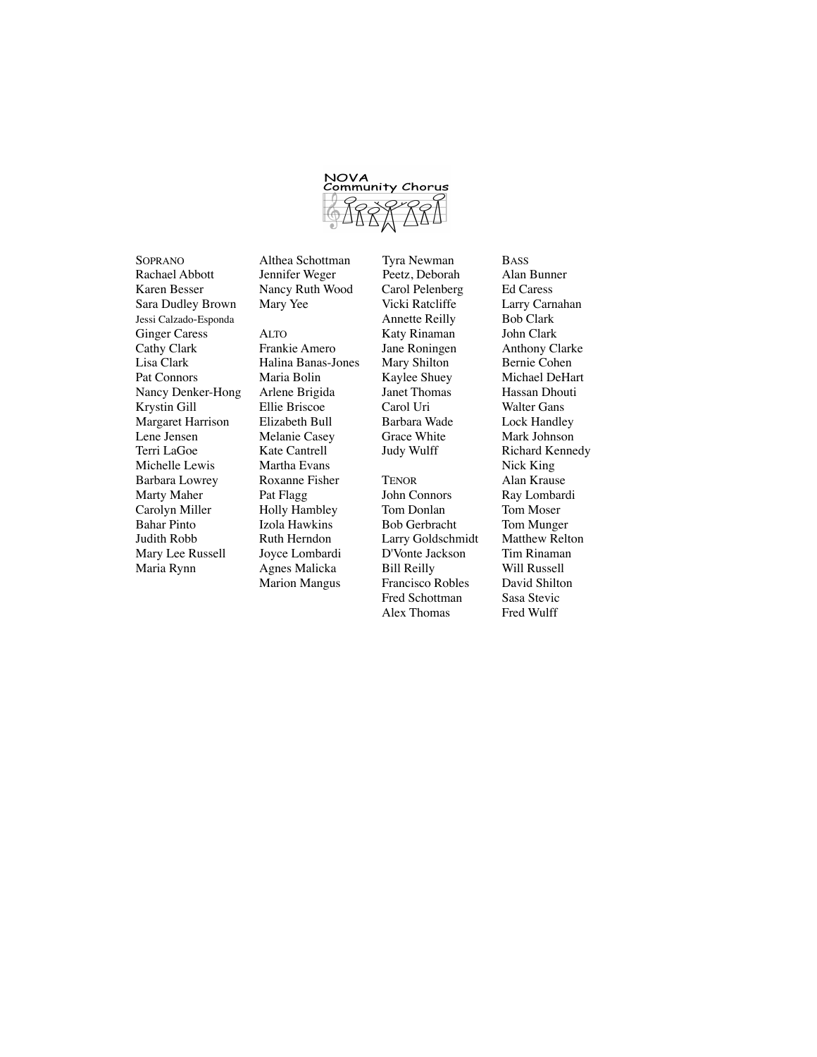NOVA Community Chorus

SOPRANO
Rachael Abbott
Karen Besser
Sara Dudley Brown
Jessi Calzado-Esponda
Ginger Caress
Cathy Clark
Lisa Clark
Pat Connors
Nancy Denker-Hong
Krystin Gill
Margaret Harrison
Lene Jensen
Terri LaGoe
Michelle Lewis
Barbara Lowrey
Marty Maher
Carolyn Miller
Bahar Pinto
Judith Robb
Mary Lee Russell
Maria Rynn
Althea Schottman
Jennifer Weger
Nancy Ruth Wood
Mary Yee

ALTO
Frankie Amero
Halina Banas-Jones
Maria Bolin
Arlene Brigida
Ellie Briscoe
Elizabeth Bull
Melanie Casey
Kate Cantrell
Martha Evans
Roxanne Fisher
Pat Flagg
Holly Hambley
Izola Hawkins
Ruth Herndon
Joyce Lombardi
Agnes Malicka
Marion Mangus
Tyra Newman
Peetz, Deborah
Carol Pelenberg
Vicki Ratcliffe
Annette Reilly
Katy Rinaman
Jane Roningen
Mary Shilton
Kaylee Shuey
Janet Thomas
Carol Uri
Barbara Wade
Grace White
Judy Wulff

TENOR
John Connors
Tom Donlan
Bob Gerbracht
Larry Goldschmidt
D'Vonte Jackson
Bill Reilly
Francisco Robles
Fred Schottman
Alex Thomas

BASS
Alan Bunner
Ed Caress
Larry Carnahan
Bob Clark
John Clark
Anthony Clarke
Bernie Cohen
Michael DeHart
Hassan Dhouti
Walter Gans
Lock Handley
Mark Johnson
Richard Kennedy
Nick King
Alan Krause
Ray Lombardi
Tom Moser
Tom Munger
Matthew Relton
Tim Rinaman
Will Russell
David Shilton
Sasa Stevic
Fred Wulff